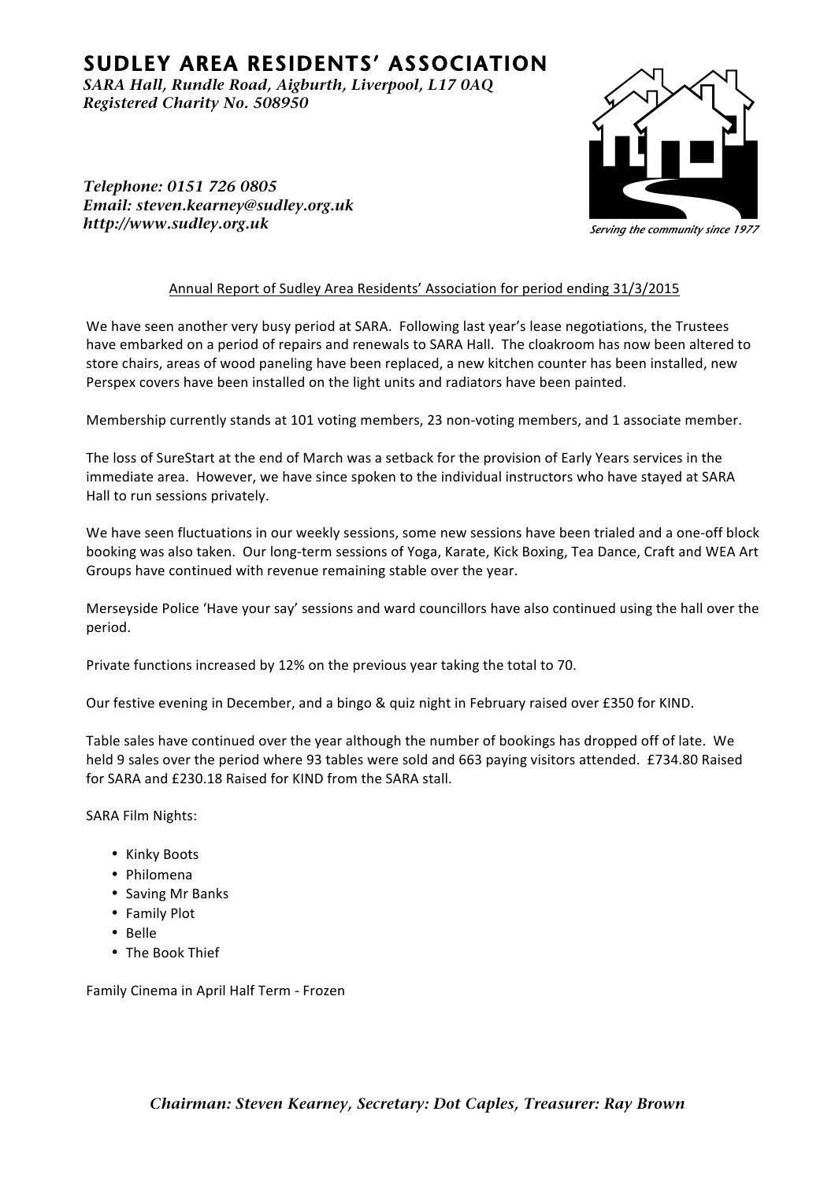# SUDLEY AREA RESIDENTS' ASSOCIATION

*SARA Hall, Rundle Road, Aigburth, Liverpool, L17 0AQ*
*Registered Charity No. 508950*

*Telephone: 0151 726 0805*
*Email: steven.kearney@sudley.org.uk*
*http://www.sudley.org.uk*

*Serving the community since 1977*

## Annual Report of Sudley Area Residents' Association for period ending 31/3/2015

We have seen another very busy period at SARA. Following last year's lease negotiations, the Trustees have embarked on a period of repairs and renewals to SARA Hall. The cloakroom has now been altered to store chairs, areas of wood paneling have been replaced, a new kitchen counter has been installed, new Perspex covers have been installed on the light units and radiators have been painted.

Membership currently stands at 101 voting members, 23 non-voting members, and 1 associate member.

The loss of SureStart at the end of March was a setback for the provision of Early Years services in the immediate area. However, we have since spoken to the individual instructors who have stayed at SARA Hall to run sessions privately.

We have seen fluctuations in our weekly sessions, some new sessions have been trialed and a one-off block booking was also taken. Our long-term sessions of Yoga, Karate, Kick Boxing, Tea Dance, Craft and WEA Art Groups have continued with revenue remaining stable over the year.

Merseyside Police 'Have your say' sessions and ward councillors have also continued using the hall over the period.

Private functions increased by 12% on the previous year taking the total to 70.

Our festive evening in December, and a bingo & quiz night in February raised over £350 for KIND.

Table sales have continued over the year although the number of bookings has dropped off of late. We held 9 sales over the period where 93 tables were sold and 663 paying visitors attended. £734.80 Raised for SARA and £230.18 Raised for KIND from the SARA stall.

SARA Film Nights:

- Kinky Boots
- Philomena
- Saving Mr Banks
- Family Plot
- Belle
- The Book Thief

Family Cinema in April Half Term - Frozen

*Chairman: Steven Kearney, Secretary: Dot Caples, Treasurer: Ray Brown*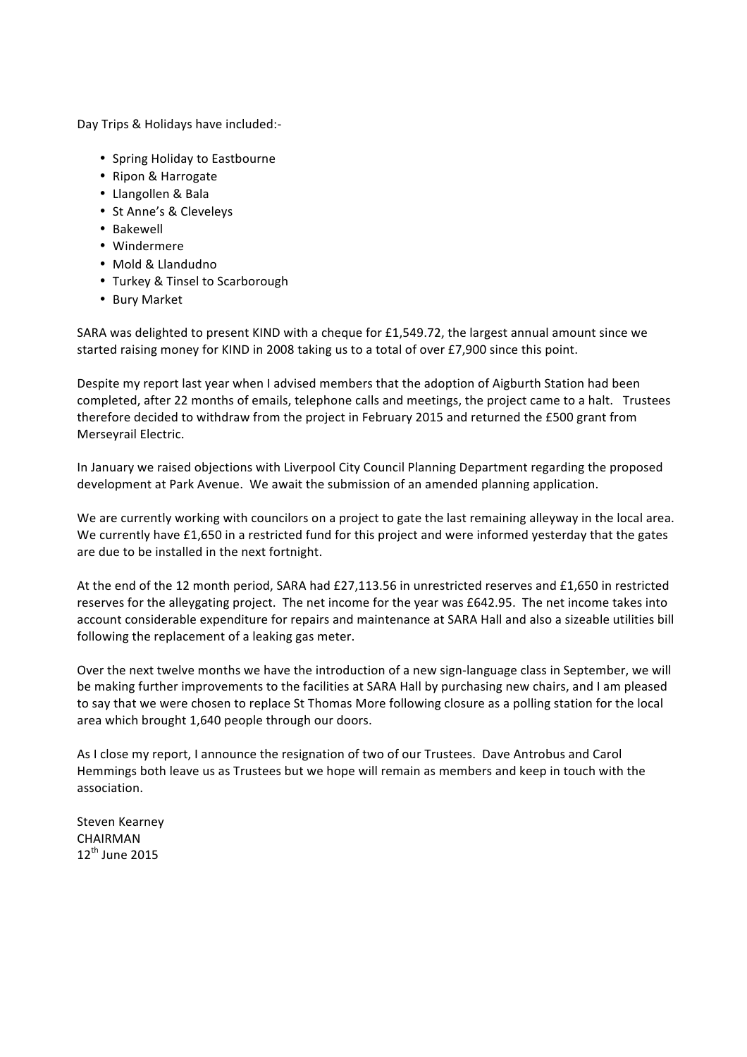Day Trips & Holidays have included:-

- Spring Holiday to Eastbourne
- Ripon & Harrogate
- Llangollen & Bala
- St Anne's & Cleveleys
- Bakewell
- Windermere
- Mold & Llandudno
- Turkey & Tinsel to Scarborough
- Bury Market

SARA was delighted to present KIND with a cheque for £1,549.72, the largest annual amount since we started raising money for KIND in 2008 taking us to a total of over £7,900 since this point.

Despite my report last year when I advised members that the adoption of Aigburth Station had been completed, after 22 months of emails, telephone calls and meetings, the project came to a halt. Trustees therefore decided to withdraw from the project in February 2015 and returned the £500 grant from Merseyrail Electric.

In January we raised objections with Liverpool City Council Planning Department regarding the proposed development at Park Avenue. We await the submission of an amended planning application.

We are currently working with councilors on a project to gate the last remaining alleyway in the local area. We currently have £1,650 in a restricted fund for this project and were informed yesterday that the gates are due to be installed in the next fortnight.

At the end of the 12 month period, SARA had £27,113.56 in unrestricted reserves and £1,650 in restricted reserves for the alleygating project. The net income for the year was £642.95. The net income takes into account considerable expenditure for repairs and maintenance at SARA Hall and also a sizeable utilities bill following the replacement of a leaking gas meter.

Over the next twelve months we have the introduction of a new sign-language class in September, we will be making further improvements to the facilities at SARA Hall by purchasing new chairs, and I am pleased to say that we were chosen to replace St Thomas More following closure as a polling station for the local area which brought 1,640 people through our doors.

As I close my report, I announce the resignation of two of our Trustees. Dave Antrobus and Carol Hemmings both leave us as Trustees but we hope will remain as members and keep in touch with the association.

Steven Kearney
CHAIRMAN
12th June 2015